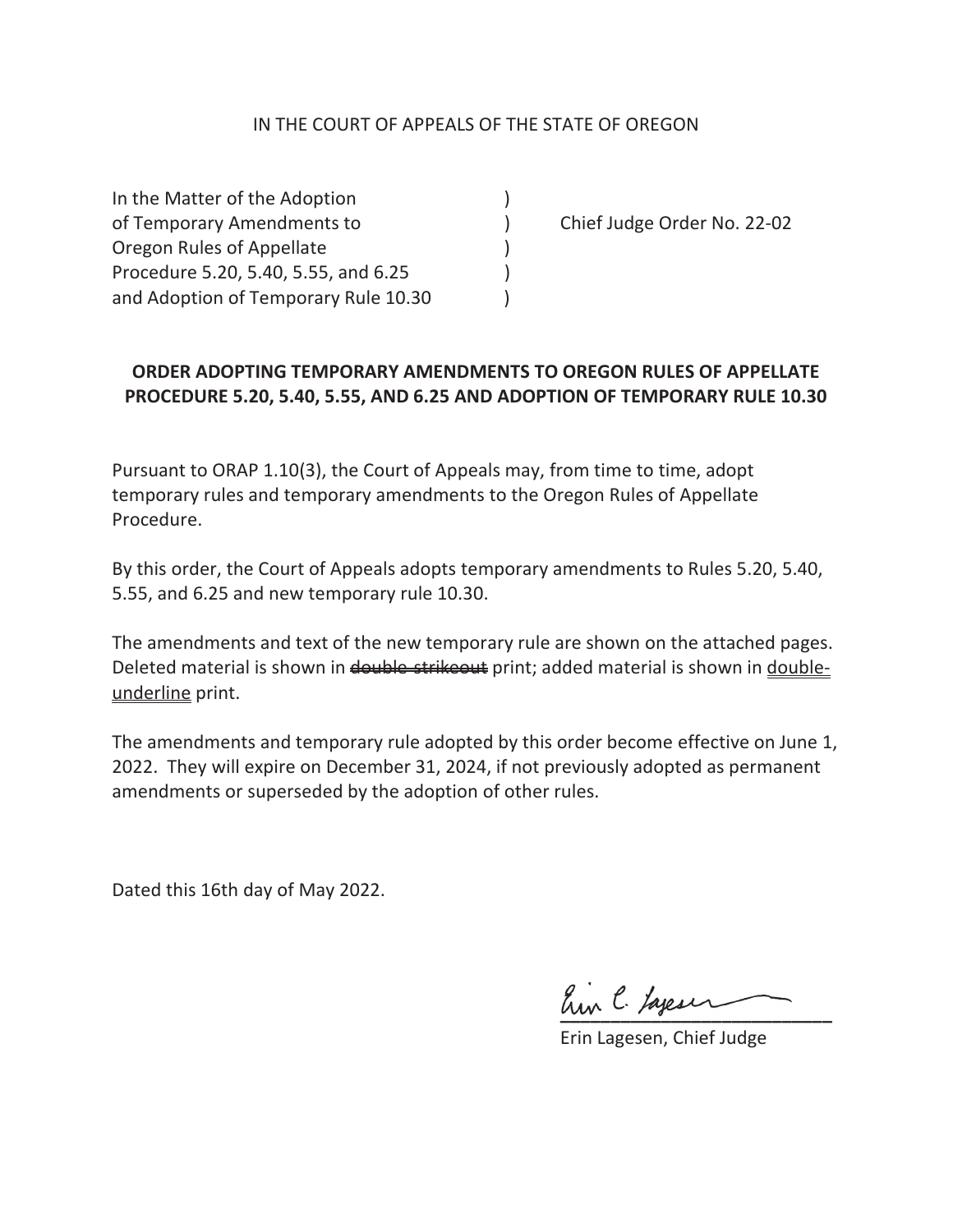IN THE COURT OF APPEALS OF THE STATE OF OREGON

| | | |
|---|---|---|
| In the Matter of the Adoption of Temporary Amendments to Oregon Rules of Appellate Procedure 5.20, 5.40, 5.55, and 6.25 and Adoption of Temporary Rule 10.30 | ) ) ) ) ) | Chief Judge Order No. 22-02 |

**ORDER ADOPTING TEMPORARY AMENDMENTS TO OREGON RULES OF APPELLATE PROCEDURE 5.20, 5.40, 5.55, AND 6.25 AND ADOPTION OF TEMPORARY RULE 10.30**

Pursuant to ORAP 1.10(3), the Court of Appeals may, from time to time, adopt temporary rules and temporary amendments to the Oregon Rules of Appellate Procedure.

By this order, the Court of Appeals adopts temporary amendments to Rules 5.20, 5.40, 5.55, and 6.25 and new temporary rule 10.30.

The amendments and text of the new temporary rule are shown on the attached pages. Deleted material is shown in ~~double-strikeout~~ print; added material is shown in <u>double-underline</u> print.

The amendments and temporary rule adopted by this order become effective on June 1, 2022. They will expire on December 31, 2024, if not previously adopted as permanent amendments or superseded by the adoption of other rules.

Dated this 16th day of May 2022.

Erin C. Lagesen

Erin Lagesen, Chief Judge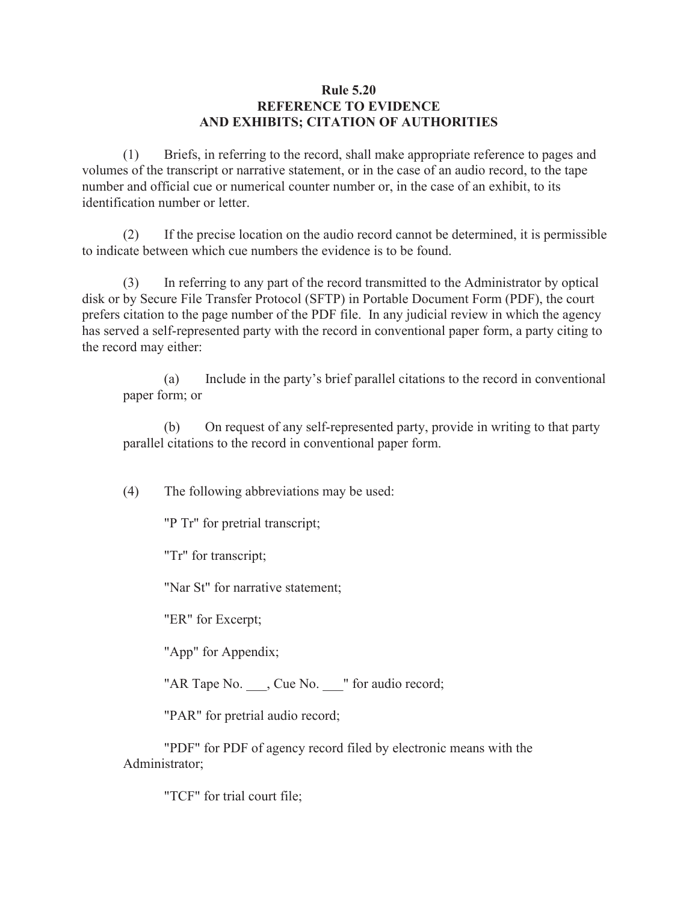**Rule 5.20**
**REFERENCE TO EVIDENCE**
**AND EXHIBITS; CITATION OF AUTHORITIES**

(1) Briefs, in referring to the record, shall make appropriate reference to pages and volumes of the transcript or narrative statement, or in the case of an audio record, to the tape number and official cue or numerical counter number or, in the case of an exhibit, to its identification number or letter.

(2) If the precise location on the audio record cannot be determined, it is permissible to indicate between which cue numbers the evidence is to be found.

(3) In referring to any part of the record transmitted to the Administrator by optical disk or by Secure File Transfer Protocol (SFTP) in Portable Document Form (PDF), the court prefers citation to the page number of the PDF file. In any judicial review in which the agency has served a self-represented party with the record in conventional paper form, a party citing to the record may either:

(a) Include in the party's brief parallel citations to the record in conventional paper form; or

(b) On request of any self-represented party, provide in writing to that party parallel citations to the record in conventional paper form.

(4) The following abbreviations may be used:

"P Tr" for pretrial transcript;

"Tr" for transcript;

"Nar St" for narrative statement;

"ER" for Excerpt;

"App" for Appendix;

"AR Tape No. ___, Cue No. ___" for audio record;

"PAR" for pretrial audio record;

"PDF" for PDF of agency record filed by electronic means with the Administrator;

"TCF" for trial court file;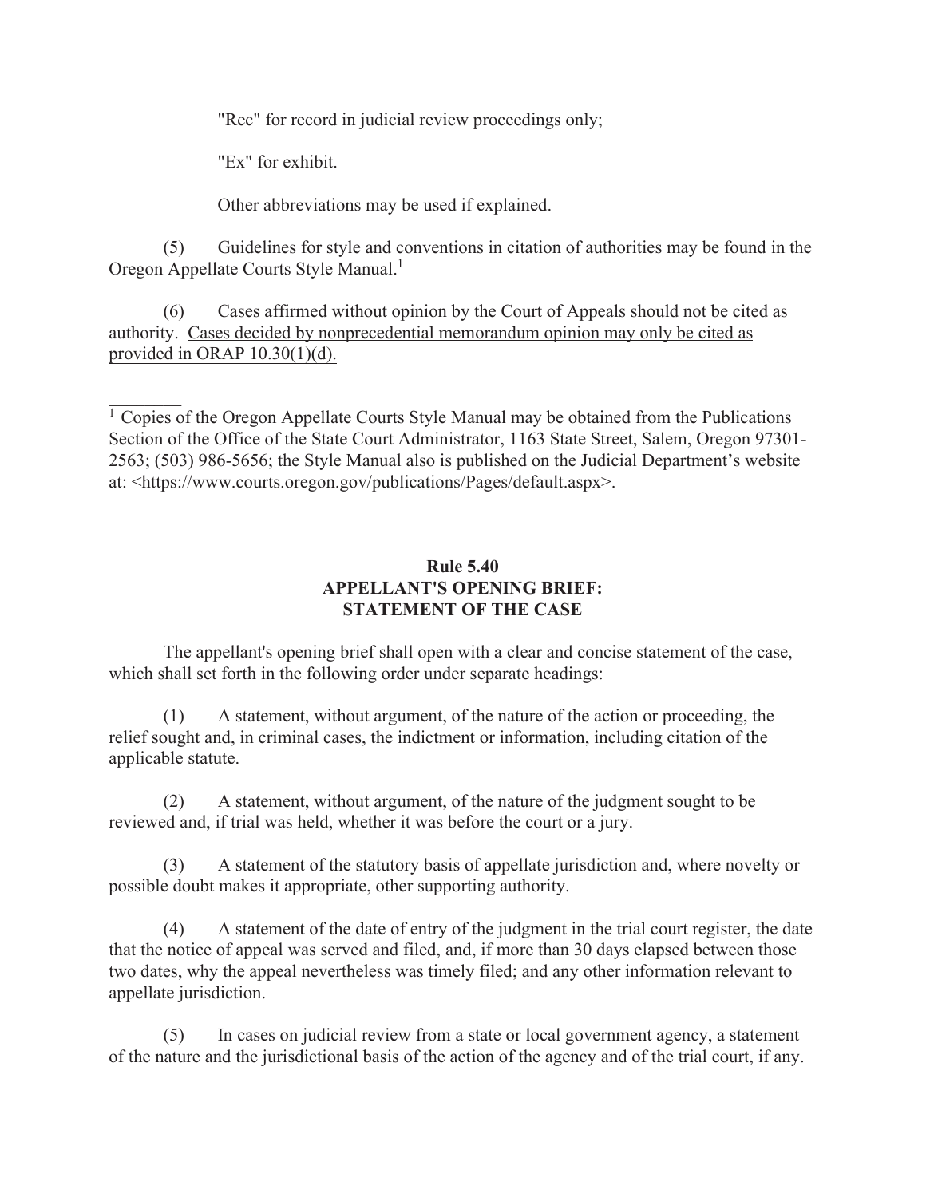"Rec" for record in judicial review proceedings only;

"Ex" for exhibit.

Other abbreviations may be used if explained.

(5) Guidelines for style and conventions in citation of authorities may be found in the Oregon Appellate Courts Style Manual.[1]

(6) Cases affirmed without opinion by the Court of Appeals should not be cited as authority. <u>Cases decided by nonprecedential memorandum opinion may only be cited as provided in ORAP 10.30(1)(d).</u>

---

[1] Copies of the Oregon Appellate Courts Style Manual may be obtained from the Publications Section of the Office of the State Court Administrator, 1163 State Street, Salem, Oregon 97301-2563; (503) 986-5656; the Style Manual also is published on the Judicial Department's website at: <https://www.courts.oregon.gov/publications/Pages/default.aspx>.

## Rule 5.40
## APPELLANT'S OPENING BRIEF:
## STATEMENT OF THE CASE

The appellant's opening brief shall open with a clear and concise statement of the case, which shall set forth in the following order under separate headings:

(1) A statement, without argument, of the nature of the action or proceeding, the relief sought and, in criminal cases, the indictment or information, including citation of the applicable statute.

(2) A statement, without argument, of the nature of the judgment sought to be reviewed and, if trial was held, whether it was before the court or a jury.

(3) A statement of the statutory basis of appellate jurisdiction and, where novelty or possible doubt makes it appropriate, other supporting authority.

(4) A statement of the date of entry of the judgment in the trial court register, the date that the notice of appeal was served and filed, and, if more than 30 days elapsed between those two dates, why the appeal nevertheless was timely filed; and any other information relevant to appellate jurisdiction.

(5) In cases on judicial review from a state or local government agency, a statement of the nature and the jurisdictional basis of the action of the agency and of the trial court, if any.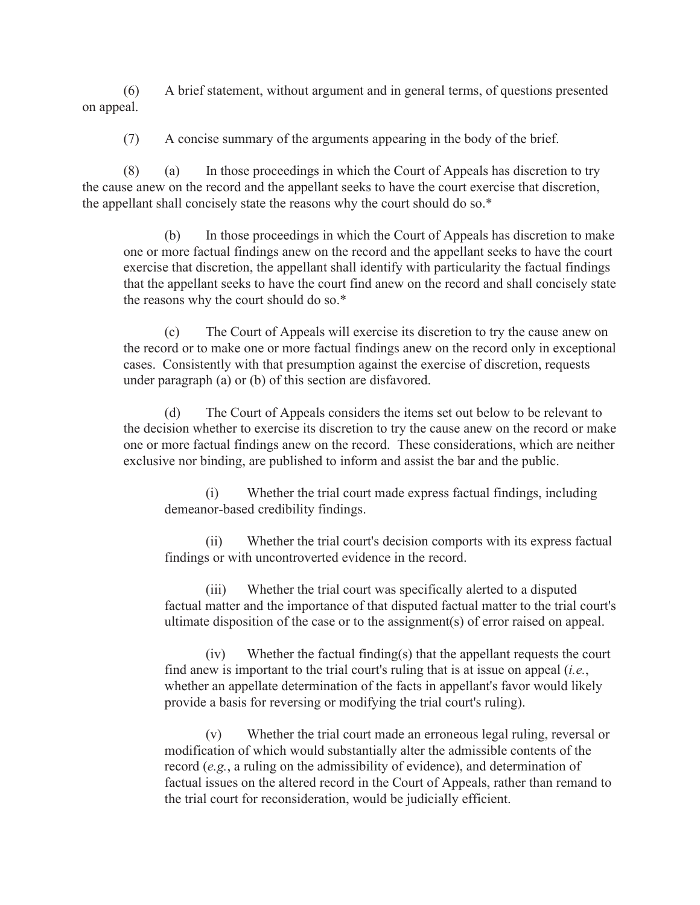(6) A brief statement, without argument and in general terms, of questions presented on appeal.

(7) A concise summary of the arguments appearing in the body of the brief.

(8) (a) In those proceedings in which the Court of Appeals has discretion to try the cause anew on the record and the appellant seeks to have the court exercise that discretion, the appellant shall concisely state the reasons why the court should do so.*

(b) In those proceedings in which the Court of Appeals has discretion to make one or more factual findings anew on the record and the appellant seeks to have the court exercise that discretion, the appellant shall identify with particularity the factual findings that the appellant seeks to have the court find anew on the record and shall concisely state the reasons why the court should do so.*

(c) The Court of Appeals will exercise its discretion to try the cause anew on the record or to make one or more factual findings anew on the record only in exceptional cases. Consistently with that presumption against the exercise of discretion, requests under paragraph (a) or (b) of this section are disfavored.

(d) The Court of Appeals considers the items set out below to be relevant to the decision whether to exercise its discretion to try the cause anew on the record or make one or more factual findings anew on the record. These considerations, which are neither exclusive nor binding, are published to inform and assist the bar and the public.

(i) Whether the trial court made express factual findings, including demeanor-based credibility findings.

(ii) Whether the trial court's decision comports with its express factual findings or with uncontroverted evidence in the record.

(iii) Whether the trial court was specifically alerted to a disputed factual matter and the importance of that disputed factual matter to the trial court's ultimate disposition of the case or to the assignment(s) of error raised on appeal.

(iv) Whether the factual finding(s) that the appellant requests the court find anew is important to the trial court's ruling that is at issue on appeal (*i.e.*, whether an appellate determination of the facts in appellant's favor would likely provide a basis for reversing or modifying the trial court's ruling).

(v) Whether the trial court made an erroneous legal ruling, reversal or modification of which would substantially alter the admissible contents of the record (*e.g.*, a ruling on the admissibility of evidence), and determination of factual issues on the altered record in the Court of Appeals, rather than remand to the trial court for reconsideration, would be judicially efficient.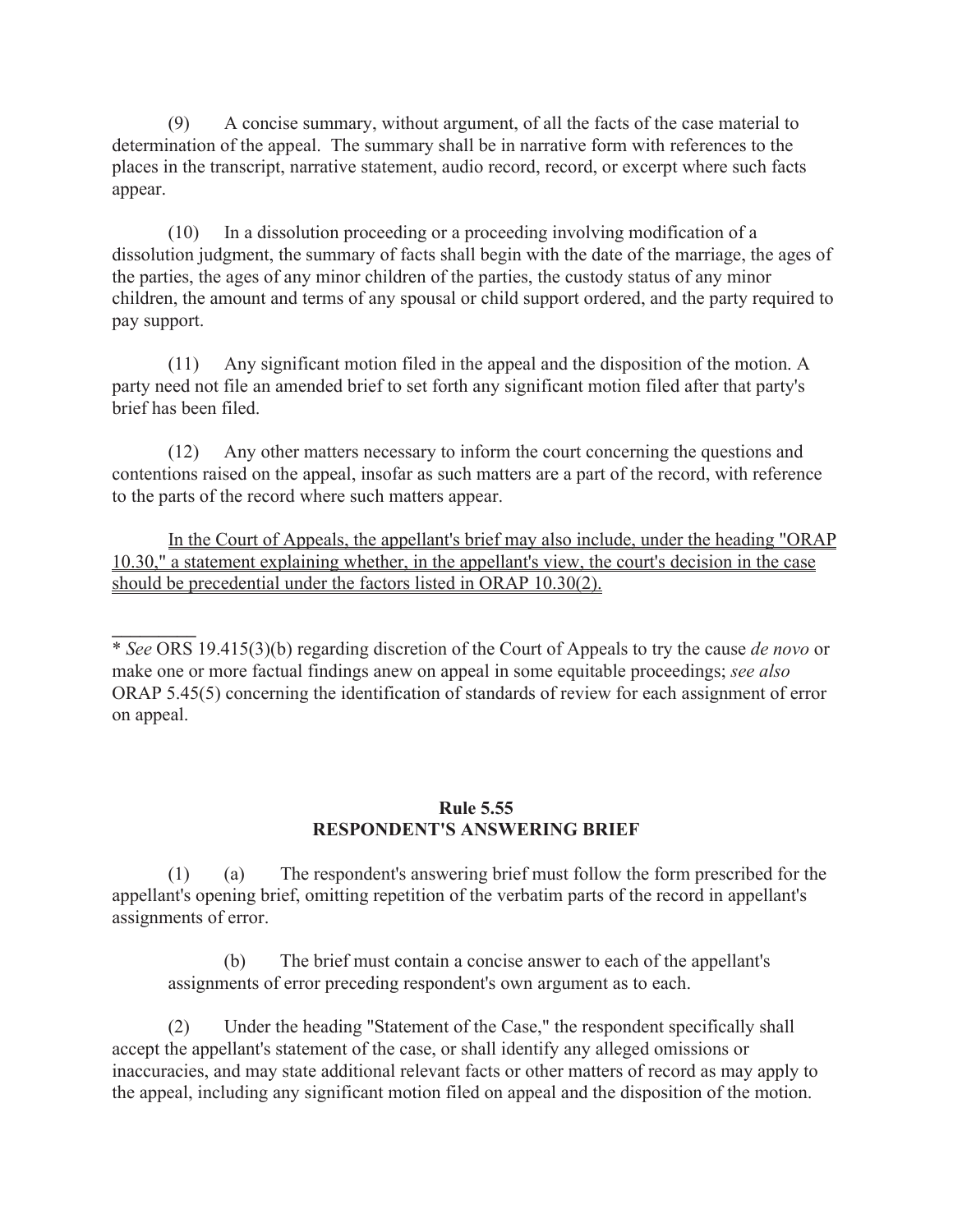(9) A concise summary, without argument, of all the facts of the case material to determination of the appeal. The summary shall be in narrative form with references to the places in the transcript, narrative statement, audio record, record, or excerpt where such facts appear.

(10) In a dissolution proceeding or a proceeding involving modification of a dissolution judgment, the summary of facts shall begin with the date of the marriage, the ages of the parties, the ages of any minor children of the parties, the custody status of any minor children, the amount and terms of any spousal or child support ordered, and the party required to pay support.

(11) Any significant motion filed in the appeal and the disposition of the motion. A party need not file an amended brief to set forth any significant motion filed after that party's brief has been filed.

(12) Any other matters necessary to inform the court concerning the questions and contentions raised on the appeal, insofar as such matters are a part of the record, with reference to the parts of the record where such matters appear.

<u>In the Court of Appeals, the appellant's brief may also include, under the heading "ORAP 10.30," a statement explaining whether, in the appellant's view, the court's decision in the case should be precedential under the factors listed in ORAP 10.30(2).</u>

---

\* *See* ORS 19.415(3)(b) regarding discretion of the Court of Appeals to try the cause *de novo* or make one or more factual findings anew on appeal in some equitable proceedings; *see also* ORAP 5.45(5) concerning the identification of standards of review for each assignment of error on appeal.

## Rule 5.55
## RESPONDENT'S ANSWERING BRIEF

(1) (a) The respondent's answering brief must follow the form prescribed for the appellant's opening brief, omitting repetition of the verbatim parts of the record in appellant's assignments of error.

(b) The brief must contain a concise answer to each of the appellant's assignments of error preceding respondent's own argument as to each.

(2) Under the heading "Statement of the Case," the respondent specifically shall accept the appellant's statement of the case, or shall identify any alleged omissions or inaccuracies, and may state additional relevant facts or other matters of record as may apply to the appeal, including any significant motion filed on appeal and the disposition of the motion.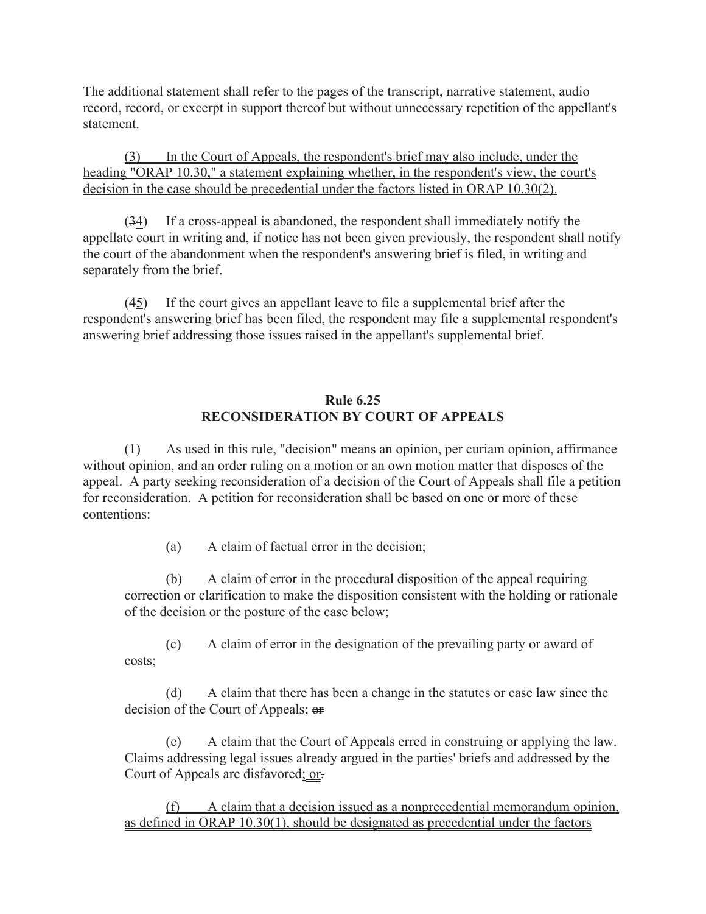The additional statement shall refer to the pages of the transcript, narrative statement, audio record, record, or excerpt in support thereof but without unnecessary repetition of the appellant's statement.

<u>(3) In the Court of Appeals, the respondent's brief may also include, under the heading "ORAP 10.30," a statement explaining whether, in the respondent's view, the court's decision in the case should be precedential under the factors listed in ORAP 10.30(2).</u>

(~~3~~<u>4</u>) If a cross-appeal is abandoned, the respondent shall immediately notify the appellate court in writing and, if notice has not been given previously, the respondent shall notify the court of the abandonment when the respondent's answering brief is filed, in writing and separately from the brief.

(~~4~~<u>5</u>) If the court gives an appellant leave to file a supplemental brief after the respondent's answering brief has been filed, the respondent may file a supplemental respondent's answering brief addressing those issues raised in the appellant's supplemental brief.

## Rule 6.25
## RECONSIDERATION BY COURT OF APPEALS

(1) As used in this rule, "decision" means an opinion, per curiam opinion, affirmance without opinion, and an order ruling on a motion or an own motion matter that disposes of the appeal. A party seeking reconsideration of a decision of the Court of Appeals shall file a petition for reconsideration. A petition for reconsideration shall be based on one or more of these contentions:

(a) A claim of factual error in the decision;

(b) A claim of error in the procedural disposition of the appeal requiring correction or clarification to make the disposition consistent with the holding or rationale of the decision or the posture of the case below;

(c) A claim of error in the designation of the prevailing party or award of costs;

(d) A claim that there has been a change in the statutes or case law since the decision of the Court of Appeals; ~~or~~

(e) A claim that the Court of Appeals erred in construing or applying the law. Claims addressing legal issues already argued in the parties' briefs and addressed by the Court of Appeals are disfavored<u>; or</u>~~.~~

<u>(f) A claim that a decision issued as a nonprecedential memorandum opinion, as defined in ORAP 10.30(1), should be designated as precedential under the factors</u>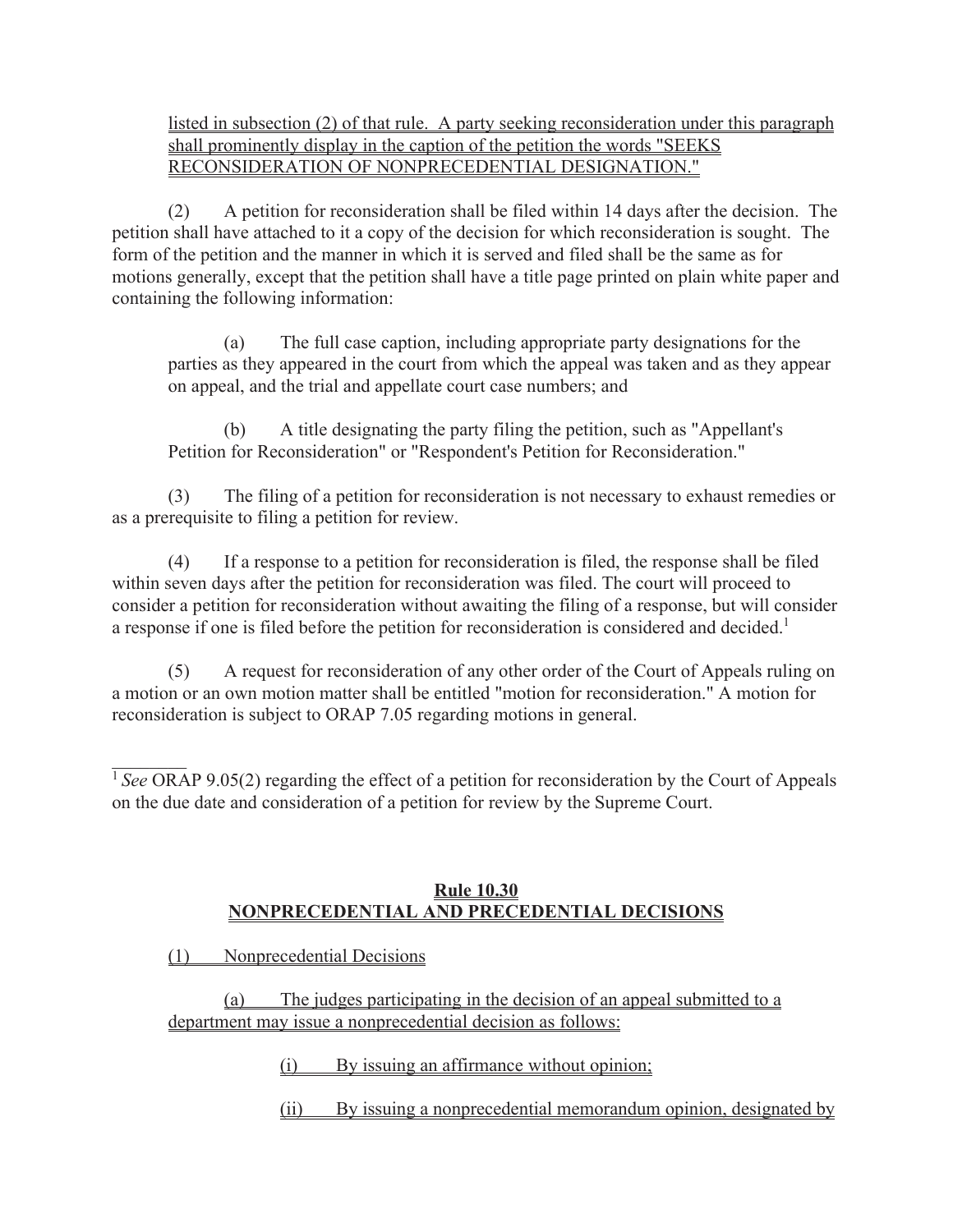listed in subsection (2) of that rule. A party seeking reconsideration under this paragraph shall prominently display in the caption of the petition the words "SEEKS RECONSIDERATION OF NONPRECEDENTIAL DESIGNATION."

(2) A petition for reconsideration shall be filed within 14 days after the decision. The petition shall have attached to it a copy of the decision for which reconsideration is sought. The form of the petition and the manner in which it is served and filed shall be the same as for motions generally, except that the petition shall have a title page printed on plain white paper and containing the following information:

(a) The full case caption, including appropriate party designations for the parties as they appeared in the court from which the appeal was taken and as they appear on appeal, and the trial and appellate court case numbers; and

(b) A title designating the party filing the petition, such as "Appellant's Petition for Reconsideration" or "Respondent's Petition for Reconsideration."

(3) The filing of a petition for reconsideration is not necessary to exhaust remedies or as a prerequisite to filing a petition for review.

(4) If a response to a petition for reconsideration is filed, the response shall be filed within seven days after the petition for reconsideration was filed. The court will proceed to consider a petition for reconsideration without awaiting the filing of a response, but will consider a response if one is filed before the petition for reconsideration is considered and decided.[1]

(5) A request for reconsideration of any other order of the Court of Appeals ruling on a motion or an own motion matter shall be entitled "motion for reconsideration." A motion for reconsideration is subject to ORAP 7.05 regarding motions in general.

---

[1] *See* ORAP 9.05(2) regarding the effect of a petition for reconsideration by the Court of Appeals on the due date and consideration of a petition for review by the Supreme Court.

## Rule 10.30
## NONPRECEDENTIAL AND PRECEDENTIAL DECISIONS

(1) Nonprecedential Decisions

(a) The judges participating in the decision of an appeal submitted to a department may issue a nonprecedential decision as follows:

(i) By issuing an affirmance without opinion;

(ii) By issuing a nonprecedential memorandum opinion, designated by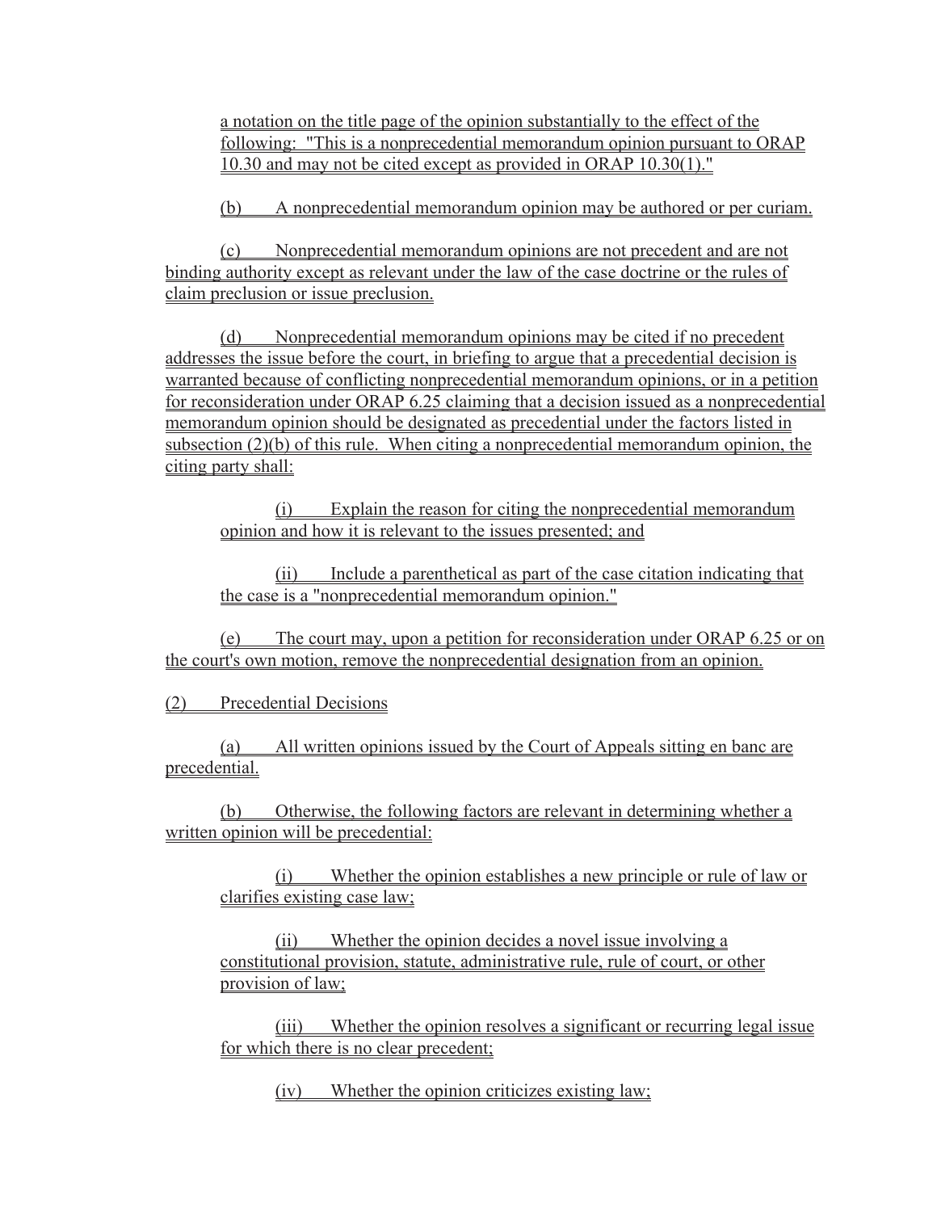a notation on the title page of the opinion substantially to the effect of the following: "This is a nonprecedential memorandum opinion pursuant to ORAP 10.30 and may not be cited except as provided in ORAP 10.30(1)."

(b) A nonprecedential memorandum opinion may be authored or per curiam.

(c) Nonprecedential memorandum opinions are not precedent and are not binding authority except as relevant under the law of the case doctrine or the rules of claim preclusion or issue preclusion.

(d) Nonprecedential memorandum opinions may be cited if no precedent addresses the issue before the court, in briefing to argue that a precedential decision is warranted because of conflicting nonprecedential memorandum opinions, or in a petition for reconsideration under ORAP 6.25 claiming that a decision issued as a nonprecedential memorandum opinion should be designated as precedential under the factors listed in subsection (2)(b) of this rule. When citing a nonprecedential memorandum opinion, the citing party shall:

(i) Explain the reason for citing the nonprecedential memorandum opinion and how it is relevant to the issues presented; and

(ii) Include a parenthetical as part of the case citation indicating that the case is a "nonprecedential memorandum opinion."

(e) The court may, upon a petition for reconsideration under ORAP 6.25 or on the court's own motion, remove the nonprecedential designation from an opinion.

(2) Precedential Decisions

(a) All written opinions issued by the Court of Appeals sitting en banc are precedential.

(b) Otherwise, the following factors are relevant in determining whether a written opinion will be precedential:

(i) Whether the opinion establishes a new principle or rule of law or clarifies existing case law;

(ii) Whether the opinion decides a novel issue involving a constitutional provision, statute, administrative rule, rule of court, or other provision of law;

(iii) Whether the opinion resolves a significant or recurring legal issue for which there is no clear precedent;

(iv) Whether the opinion criticizes existing law;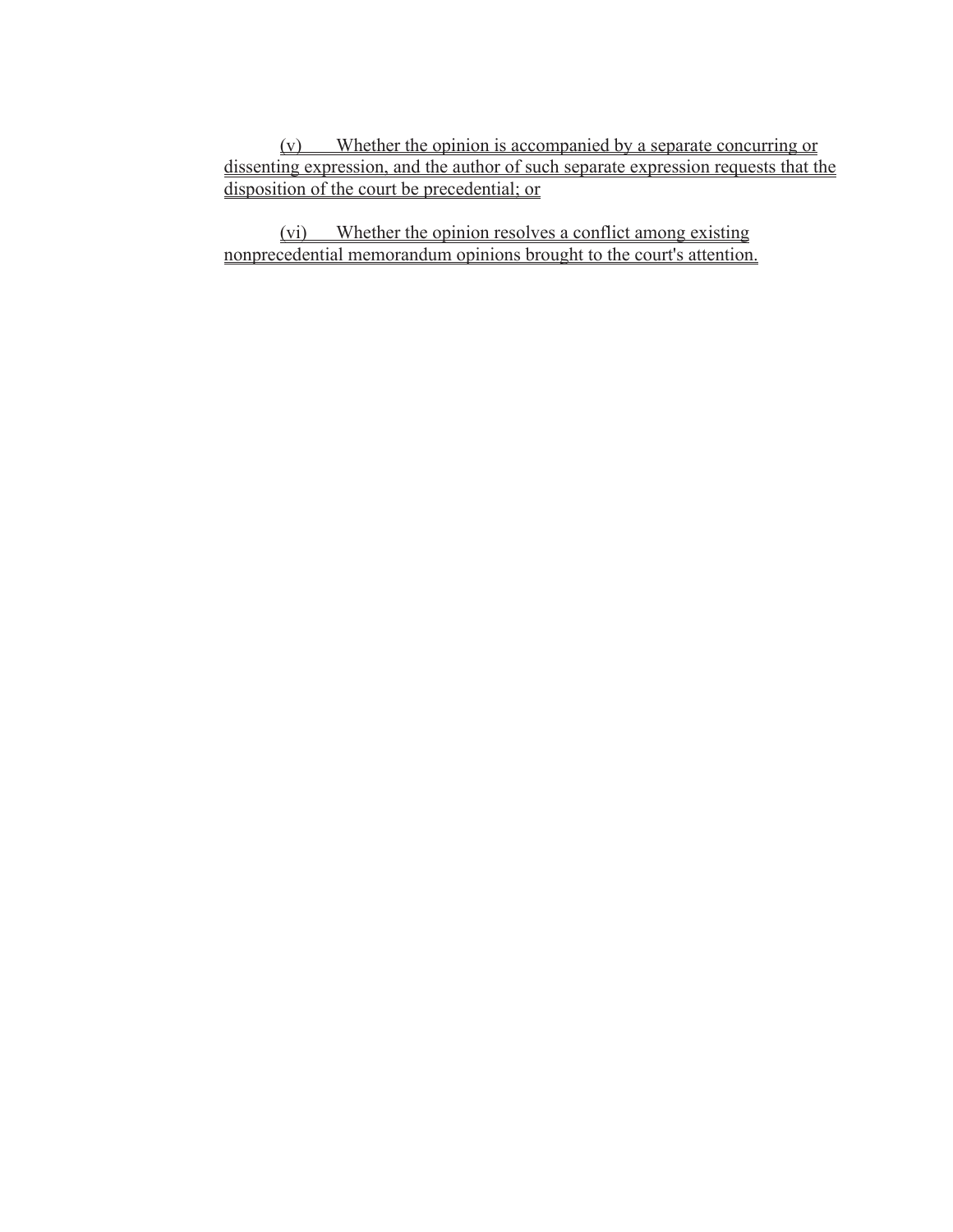(v) Whether the opinion is accompanied by a separate concurring or dissenting expression, and the author of such separate expression requests that the disposition of the court be precedential; or

(vi) Whether the opinion resolves a conflict among existing nonprecedential memorandum opinions brought to the court's attention.